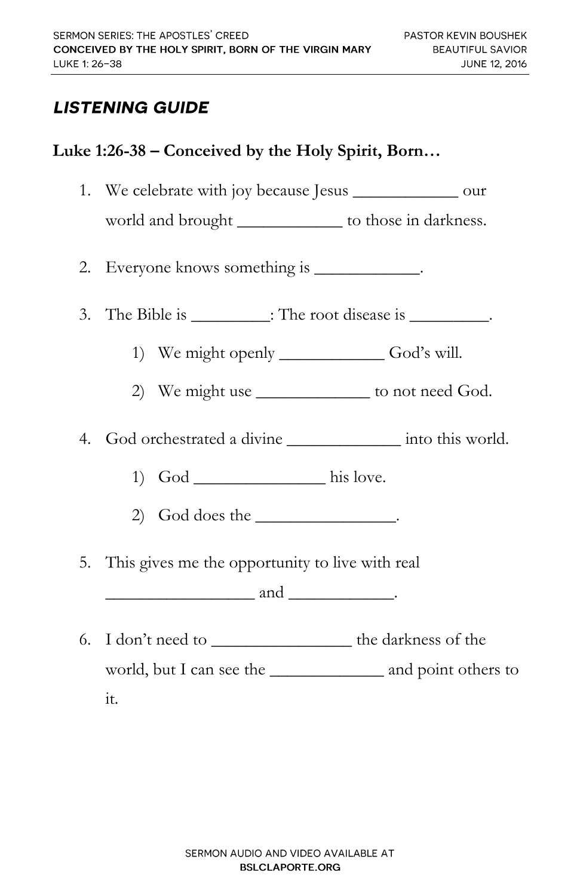SERMON SERIES: THE APOSTLES' CREED
**CONCEIVED BY THE HOLY SPIRIT, BORN OF THE VIRGIN MARY**
LUKE 1: 26–38

PASTOR KEVIN BOUSHEK
BEAUTIFUL SAVIOR
JUNE 12, 2016

## *LISTENING GUIDE*

### Luke 1:26-38 – Conceived by the Holy Spirit, Born…

1. We celebrate with joy because Jesus ____________ our world and brought ____________ to those in darkness.

2. Everyone knows something is ____________.

3. The Bible is _________: The root disease is _________.

    1) We might openly ____________ God's will.

    2) We might use _____________ to not need God.

4. God orchestrated a divine _____________ into this world.

    1) God _______________ his love.

    2) God does the ________________.

5. This gives me the opportunity to live with real _________________ and ____________.

6. I don't need to ________________ the darkness of the world, but I can see the _____________ and point others to it.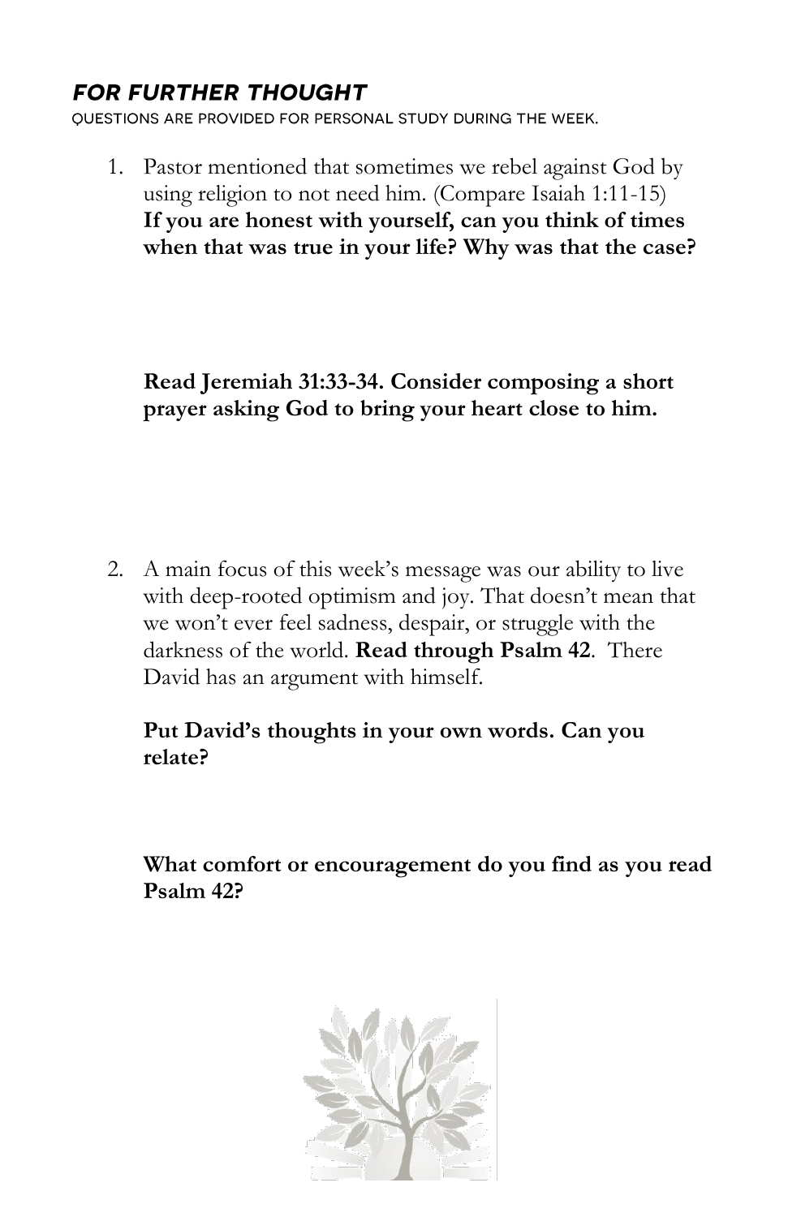## *FOR FURTHER THOUGHT*

QUESTIONS ARE PROVIDED FOR PERSONAL STUDY DURING THE WEEK.

1. Pastor mentioned that sometimes we rebel against God by using religion to not need him. (Compare Isaiah 1:11-15) **If you are honest with yourself, can you think of times when that was true in your life? Why was that the case?**

   **Read Jeremiah 31:33-34. Consider composing a short prayer asking God to bring your heart close to him.**

2. A main focus of this week's message was our ability to live with deep-rooted optimism and joy. That doesn't mean that we won't ever feel sadness, despair, or struggle with the darkness of the world. **Read through Psalm 42**. There David has an argument with himself.

   **Put David's thoughts in your own words. Can you relate?**

   **What comfort or encouragement do you find as you read Psalm 42?**